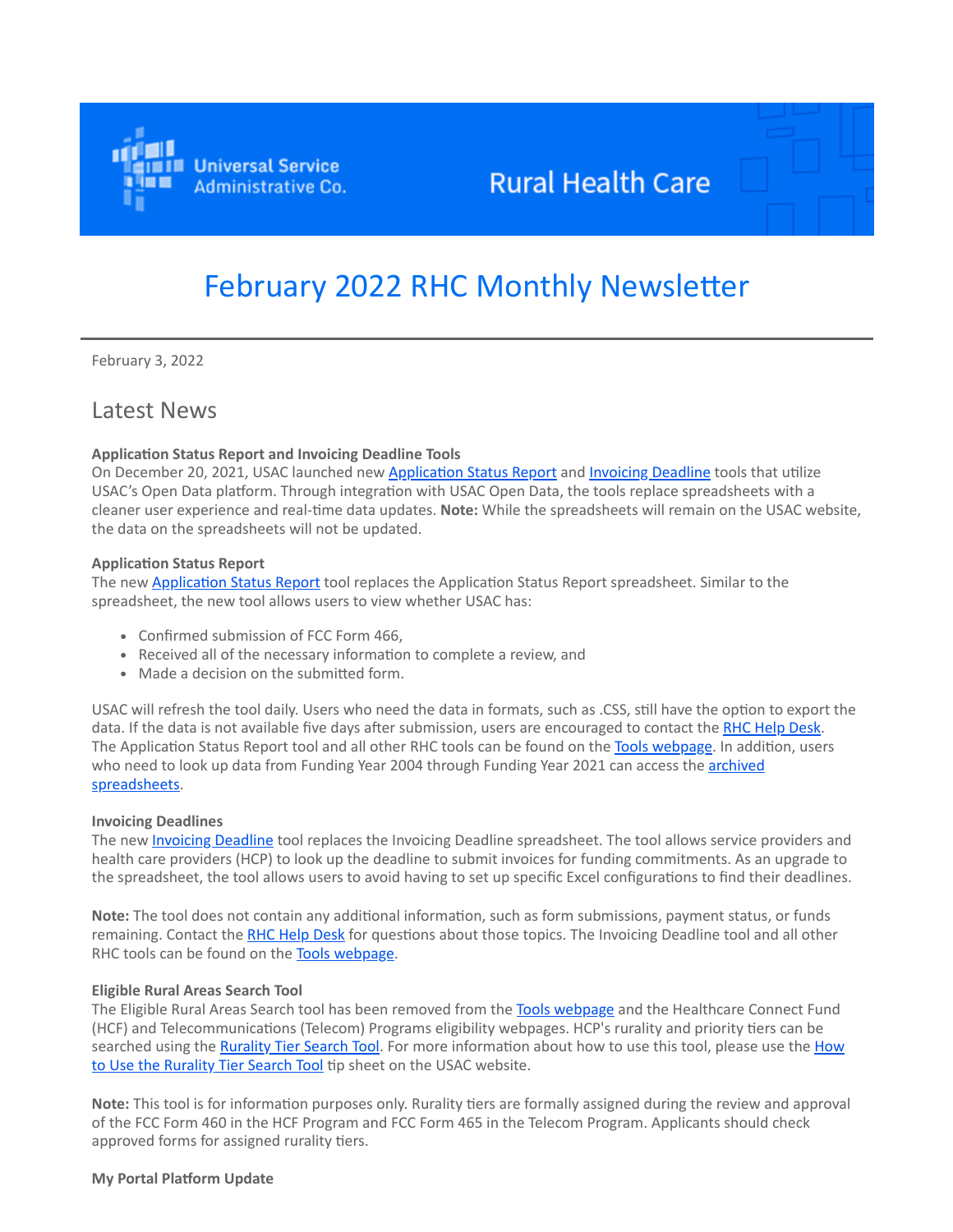Universal Service Administrative Co.

Rural Health Care

# February 2022 RHC Monthly Newsletter

February 3, 2022

## Latest News

**Application Status Report and Invoicing Deadline Tools**
On December 20, 2021, USAC launched new Application Status Report and Invoicing Deadline tools that utilize USAC's Open Data platform. Through integration with USAC Open Data, the tools replace spreadsheets with a cleaner user experience and real-time data updates. **Note:** While the spreadsheets will remain on the USAC website, the data on the spreadsheets will not be updated.

**Application Status Report**
The new Application Status Report tool replaces the Application Status Report spreadsheet. Similar to the spreadsheet, the new tool allows users to view whether USAC has:

- Confirmed submission of FCC Form 466,
- Received all of the necessary information to complete a review, and
- Made a decision on the submitted form.

USAC will refresh the tool daily. Users who need the data in formats, such as .CSS, still have the option to export the data. If the data is not available five days after submission, users are encouraged to contact the RHC Help Desk. The Application Status Report tool and all other RHC tools can be found on the Tools webpage. In addition, users who need to look up data from Funding Year 2004 through Funding Year 2021 can access the archived spreadsheets.

**Invoicing Deadlines**
The new Invoicing Deadline tool replaces the Invoicing Deadline spreadsheet. The tool allows service providers and health care providers (HCP) to look up the deadline to submit invoices for funding commitments. As an upgrade to the spreadsheet, the tool allows users to avoid having to set up specific Excel configurations to find their deadlines.

**Note:** The tool does not contain any additional information, such as form submissions, payment status, or funds remaining. Contact the RHC Help Desk for questions about those topics. The Invoicing Deadline tool and all other RHC tools can be found on the Tools webpage.

**Eligible Rural Areas Search Tool**
The Eligible Rural Areas Search tool has been removed from the Tools webpage and the Healthcare Connect Fund (HCF) and Telecommunications (Telecom) Programs eligibility webpages. HCP's rurality and priority tiers can be searched using the Rurality Tier Search Tool. For more information about how to use this tool, please use the How to Use the Rurality Tier Search Tool tip sheet on the USAC website.

**Note:** This tool is for information purposes only. Rurality tiers are formally assigned during the review and approval of the FCC Form 460 in the HCF Program and FCC Form 465 in the Telecom Program. Applicants should check approved forms for assigned rurality tiers.

**My Portal Platform Update**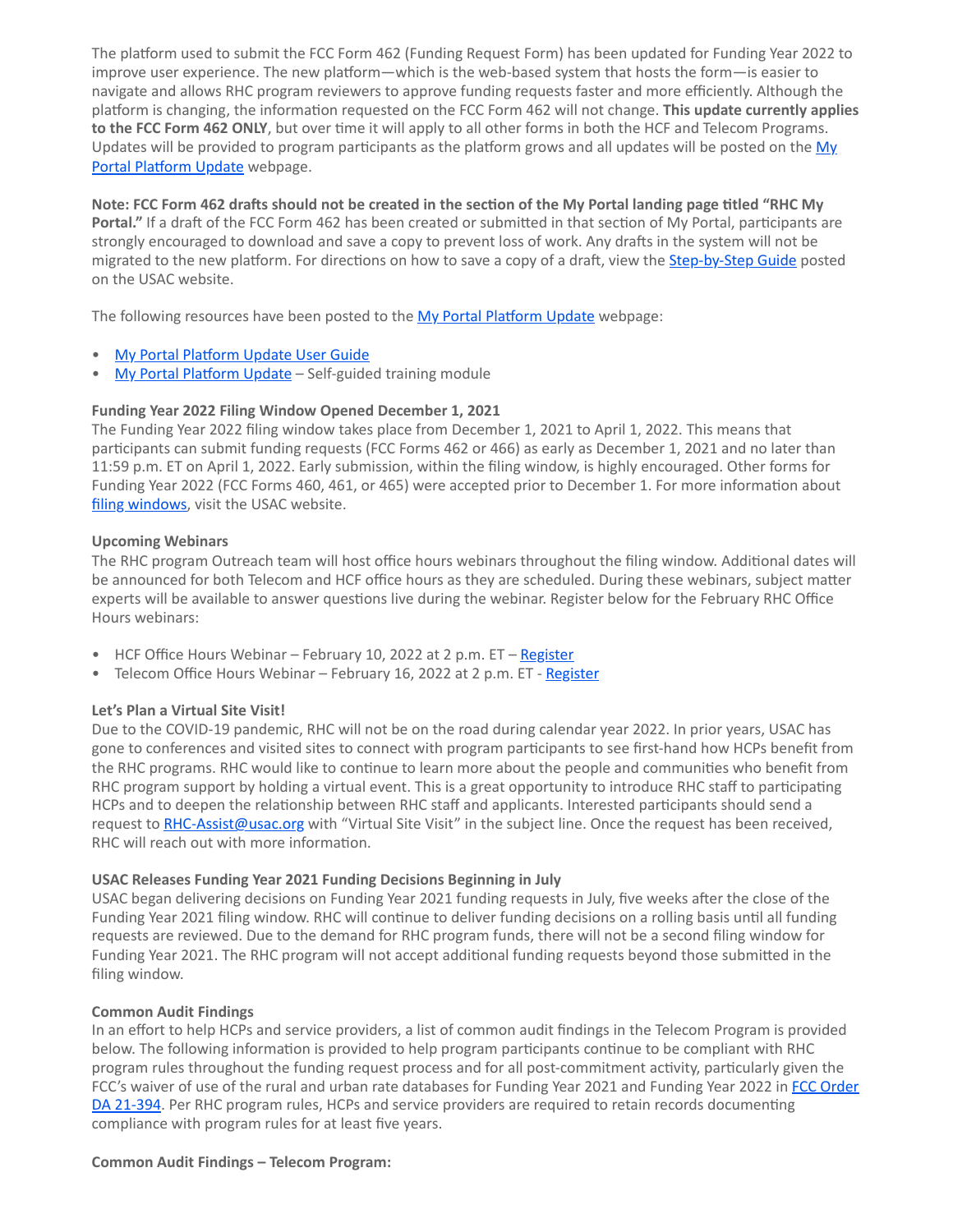The platform used to submit the FCC Form 462 (Funding Request Form) has been updated for Funding Year 2022 to improve user experience. The new platform—which is the web-based system that hosts the form—is easier to navigate and allows RHC program reviewers to approve funding requests faster and more efficiently. Although the platform is changing, the information requested on the FCC Form 462 will not change. **This update currently applies to the FCC Form 462 ONLY**, but over time it will apply to all other forms in both the HCF and Telecom Programs. Updates will be provided to program participants as the platform grows and all updates will be posted on the My Portal Platform Update webpage.

**Note: FCC Form 462 drafts should not be created in the section of the My Portal landing page titled "RHC My Portal."** If a draft of the FCC Form 462 has been created or submitted in that section of My Portal, participants are strongly encouraged to download and save a copy to prevent loss of work. Any drafts in the system will not be migrated to the new platform. For directions on how to save a copy of a draft, view the Step-by-Step Guide posted on the USAC website.

The following resources have been posted to the My Portal Platform Update webpage:

- My Portal Platform Update User Guide
- My Portal Platform Update – Self-guided training module

**Funding Year 2022 Filing Window Opened December 1, 2021**

The Funding Year 2022 filing window takes place from December 1, 2021 to April 1, 2022. This means that participants can submit funding requests (FCC Forms 462 or 466) as early as December 1, 2021 and no later than 11:59 p.m. ET on April 1, 2022. Early submission, within the filing window, is highly encouraged. Other forms for Funding Year 2022 (FCC Forms 460, 461, or 465) were accepted prior to December 1. For more information about filing windows, visit the USAC website.

**Upcoming Webinars**

The RHC program Outreach team will host office hours webinars throughout the filing window. Additional dates will be announced for both Telecom and HCF office hours as they are scheduled. During these webinars, subject matter experts will be available to answer questions live during the webinar. Register below for the February RHC Office Hours webinars:

- HCF Office Hours Webinar – February 10, 2022 at 2 p.m. ET – Register
- Telecom Office Hours Webinar – February 16, 2022 at 2 p.m. ET - Register

**Let's Plan a Virtual Site Visit!**

Due to the COVID-19 pandemic, RHC will not be on the road during calendar year 2022. In prior years, USAC has gone to conferences and visited sites to connect with program participants to see first-hand how HCPs benefit from the RHC programs. RHC would like to continue to learn more about the people and communities who benefit from RHC program support by holding a virtual event. This is a great opportunity to introduce RHC staff to participating HCPs and to deepen the relationship between RHC staff and applicants. Interested participants should send a request to RHC-Assist@usac.org with "Virtual Site Visit" in the subject line. Once the request has been received, RHC will reach out with more information.

**USAC Releases Funding Year 2021 Funding Decisions Beginning in July**

USAC began delivering decisions on Funding Year 2021 funding requests in July, five weeks after the close of the Funding Year 2021 filing window. RHC will continue to deliver funding decisions on a rolling basis until all funding requests are reviewed. Due to the demand for RHC program funds, there will not be a second filing window for Funding Year 2021. The RHC program will not accept additional funding requests beyond those submitted in the filing window.

**Common Audit Findings**

In an effort to help HCPs and service providers, a list of common audit findings in the Telecom Program is provided below. The following information is provided to help program participants continue to be compliant with RHC program rules throughout the funding request process and for all post-commitment activity, particularly given the FCC's waiver of use of the rural and urban rate databases for Funding Year 2021 and Funding Year 2022 in FCC Order DA 21-394. Per RHC program rules, HCPs and service providers are required to retain records documenting compliance with program rules for at least five years.

**Common Audit Findings – Telecom Program:**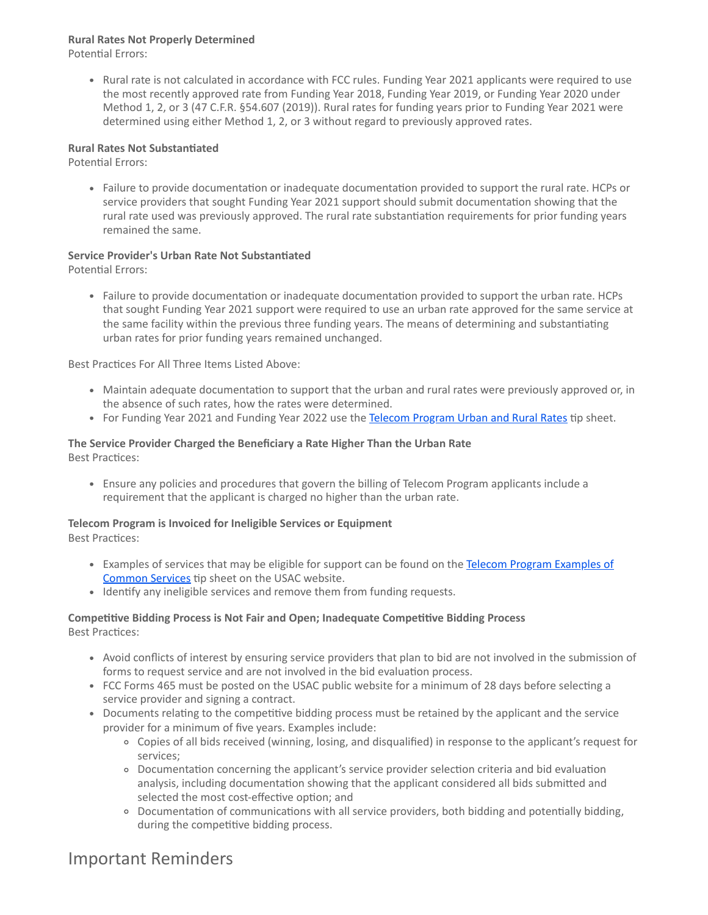**Rural Rates Not Properly Determined**
Potential Errors:

- Rural rate is not calculated in accordance with FCC rules. Funding Year 2021 applicants were required to use the most recently approved rate from Funding Year 2018, Funding Year 2019, or Funding Year 2020 under Method 1, 2, or 3 (47 C.F.R. §54.607 (2019)). Rural rates for funding years prior to Funding Year 2021 were determined using either Method 1, 2, or 3 without regard to previously approved rates.

**Rural Rates Not Substantiated**
Potential Errors:

- Failure to provide documentation or inadequate documentation provided to support the rural rate. HCPs or service providers that sought Funding Year 2021 support should submit documentation showing that the rural rate used was previously approved. The rural rate substantiation requirements for prior funding years remained the same.

**Service Provider's Urban Rate Not Substantiated**
Potential Errors:

- Failure to provide documentation or inadequate documentation provided to support the urban rate. HCPs that sought Funding Year 2021 support were required to use an urban rate approved for the same service at the same facility within the previous three funding years. The means of determining and substantiating urban rates for prior funding years remained unchanged.

Best Practices For All Three Items Listed Above:

- Maintain adequate documentation to support that the urban and rural rates were previously approved or, in the absence of such rates, how the rates were determined.
- For Funding Year 2021 and Funding Year 2022 use the Telecom Program Urban and Rural Rates tip sheet.

**The Service Provider Charged the Beneficiary a Rate Higher Than the Urban Rate**
Best Practices:

- Ensure any policies and procedures that govern the billing of Telecom Program applicants include a requirement that the applicant is charged no higher than the urban rate.

**Telecom Program is Invoiced for Ineligible Services or Equipment**
Best Practices:

- Examples of services that may be eligible for support can be found on the Telecom Program Examples of Common Services tip sheet on the USAC website.
- Identify any ineligible services and remove them from funding requests.

**Competitive Bidding Process is Not Fair and Open; Inadequate Competitive Bidding Process**
Best Practices:

- Avoid conflicts of interest by ensuring service providers that plan to bid are not involved in the submission of forms to request service and are not involved in the bid evaluation process.
- FCC Forms 465 must be posted on the USAC public website for a minimum of 28 days before selecting a service provider and signing a contract.
- Documents relating to the competitive bidding process must be retained by the applicant and the service provider for a minimum of five years. Examples include:
  - Copies of all bids received (winning, losing, and disqualified) in response to the applicant's request for services;
  - Documentation concerning the applicant's service provider selection criteria and bid evaluation analysis, including documentation showing that the applicant considered all bids submitted and selected the most cost-effective option; and
  - Documentation of communications with all service providers, both bidding and potentially bidding, during the competitive bidding process.

## Important Reminders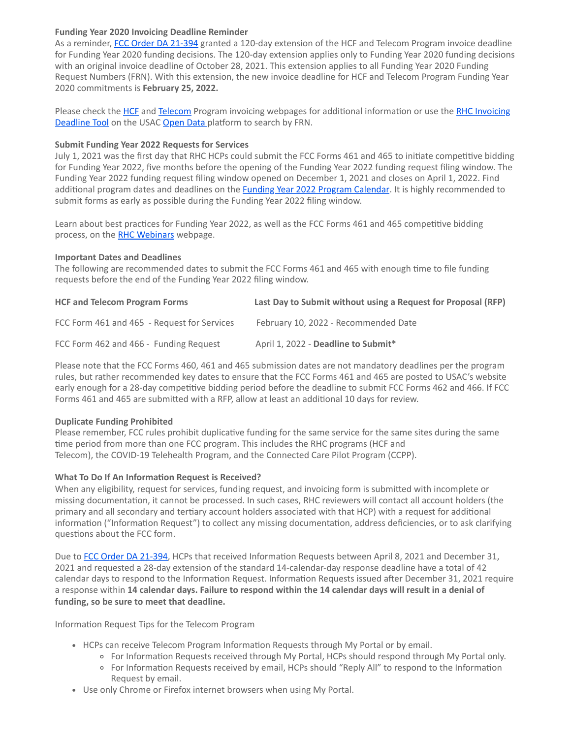**Funding Year 2020 Invoicing Deadline Reminder**
As a reminder, [FCC Order DA 21-394](#) granted a 120-day extension of the HCF and Telecom Program invoice deadline for Funding Year 2020 funding decisions. The 120-day extension applies only to Funding Year 2020 funding decisions with an original invoice deadline of October 28, 2021. This extension applies to all Funding Year 2020 Funding Request Numbers (FRN). With this extension, the new invoice deadline for HCF and Telecom Program Funding Year 2020 commitments is **February 25, 2022.**

Please check the [HCF](#) and [Telecom](#) Program invoicing webpages for additional information or use the [RHC Invoicing Deadline Tool](#) on the USAC [Open Data](#) platform to search by FRN.

**Submit Funding Year 2022 Requests for Services**
July 1, 2021 was the first day that RHC HCPs could submit the FCC Forms 461 and 465 to initiate competitive bidding for Funding Year 2022, five months before the opening of the Funding Year 2022 funding request filing window. The Funding Year 2022 funding request filing window opened on December 1, 2021 and closes on April 1, 2022. Find additional program dates and deadlines on the [Funding Year 2022 Program Calendar](#). It is highly recommended to submit forms as early as possible during the Funding Year 2022 filing window.

Learn about best practices for Funding Year 2022, as well as the FCC Forms 461 and 465 competitive bidding process, on the [RHC Webinars](#) webpage.

**Important Dates and Deadlines**
The following are recommended dates to submit the FCC Forms 461 and 465 with enough time to file funding requests before the end of the Funding Year 2022 filing window.

| HCF and Telecom Program Forms | Last Day to Submit without using a Request for Proposal (RFP) |
|---|---|
| FCC Form 461 and 465 - Request for Services | February 10, 2022 - Recommended Date |
| FCC Form 462 and 466 - Funding Request | April 1, 2022 - **Deadline to Submit*** |

Please note that the FCC Forms 460, 461 and 465 submission dates are not mandatory deadlines per the program rules, but rather recommended key dates to ensure that the FCC Forms 461 and 465 are posted to USAC's website early enough for a 28-day competitive bidding period before the deadline to submit FCC Forms 462 and 466. If FCC Forms 461 and 465 are submitted with a RFP, allow at least an additional 10 days for review.

**Duplicate Funding Prohibited**
Please remember, FCC rules prohibit duplicative funding for the same service for the same sites during the same time period from more than one FCC program. This includes the RHC programs (HCF and Telecom), the COVID-19 Telehealth Program, and the Connected Care Pilot Program (CCPP).

**What To Do If An Information Request is Received?**
When any eligibility, request for services, funding request, and invoicing form is submitted with incomplete or missing documentation, it cannot be processed. In such cases, RHC reviewers will contact all account holders (the primary and all secondary and tertiary account holders associated with that HCP) with a request for additional information ("Information Request") to collect any missing documentation, address deficiencies, or to ask clarifying questions about the FCC form.

Due to [FCC Order DA 21-394](#), HCPs that received Information Requests between April 8, 2021 and December 31, 2021 and requested a 28-day extension of the standard 14-calendar-day response deadline have a total of 42 calendar days to respond to the Information Request. Information Requests issued after December 31, 2021 require a response within **14 calendar days. Failure to respond within the 14 calendar days will result in a denial of funding, so be sure to meet that deadline.**

Information Request Tips for the Telecom Program

- HCPs can receive Telecom Program Information Requests through My Portal or by email.
  - For Information Requests received through My Portal, HCPs should respond through My Portal only.
  - For Information Requests received by email, HCPs should "Reply All" to respond to the Information Request by email.
- Use only Chrome or Firefox internet browsers when using My Portal.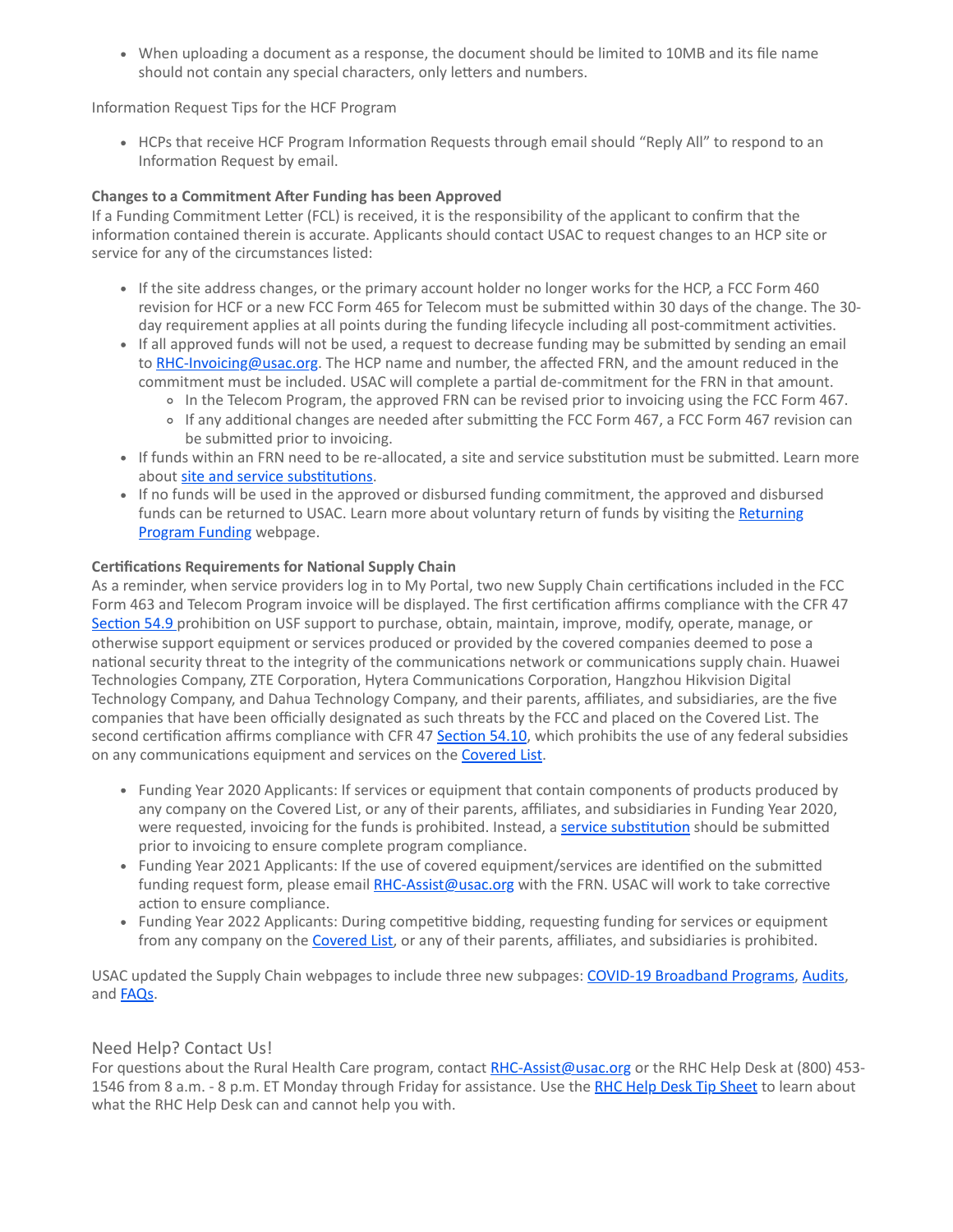- When uploading a document as a response, the document should be limited to 10MB and its file name should not contain any special characters, only letters and numbers.

Information Request Tips for the HCF Program

- HCPs that receive HCF Program Information Requests through email should "Reply All" to respond to an Information Request by email.

**Changes to a Commitment After Funding has been Approved**
If a Funding Commitment Letter (FCL) is received, it is the responsibility of the applicant to confirm that the information contained therein is accurate. Applicants should contact USAC to request changes to an HCP site or service for any of the circumstances listed:

- If the site address changes, or the primary account holder no longer works for the HCP, a FCC Form 460 revision for HCF or a new FCC Form 465 for Telecom must be submitted within 30 days of the change. The 30-day requirement applies at all points during the funding lifecycle including all post-commitment activities.
- If all approved funds will not be used, a request to decrease funding may be submitted by sending an email to [RHC-Invoicing@usac.org](mailto:RHC-Invoicing@usac.org). The HCP name and number, the affected FRN, and the amount reduced in the commitment must be included. USAC will complete a partial de-commitment for the FRN in that amount.
  - In the Telecom Program, the approved FRN can be revised prior to invoicing using the FCC Form 467.
  - If any additional changes are needed after submitting the FCC Form 467, a FCC Form 467 revision can be submitted prior to invoicing.
- If funds within an FRN need to be re-allocated, a site and service substitution must be submitted. Learn more about [site and service substitutions](#).
- If no funds will be used in the approved or disbursed funding commitment, the approved and disbursed funds can be returned to USAC. Learn more about voluntary return of funds by visiting the [Returning Program Funding](#) webpage.

**Certifications Requirements for National Supply Chain**
As a reminder, when service providers log in to My Portal, two new Supply Chain certifications included in the FCC Form 463 and Telecom Program invoice will be displayed. The first certification affirms compliance with the CFR 47 [Section 54.9](#) prohibition on USF support to purchase, obtain, maintain, improve, modify, operate, manage, or otherwise support equipment or services produced or provided by the covered companies deemed to pose a national security threat to the integrity of the communications network or communications supply chain. Huawei Technologies Company, ZTE Corporation, Hytera Communications Corporation, Hangzhou Hikvision Digital Technology Company, and Dahua Technology Company, and their parents, affiliates, and subsidiaries, are the five companies that have been officially designated as such threats by the FCC and placed on the Covered List. The second certification affirms compliance with CFR 47 [Section 54.10](#), which prohibits the use of any federal subsidies on any communications equipment and services on the [Covered List](#).

- Funding Year 2020 Applicants: If services or equipment that contain components of products produced by any company on the Covered List, or any of their parents, affiliates, and subsidiaries in Funding Year 2020, were requested, invoicing for the funds is prohibited. Instead, a [service substitution](#) should be submitted prior to invoicing to ensure complete program compliance.
- Funding Year 2021 Applicants: If the use of covered equipment/services are identified on the submitted funding request form, please email [RHC-Assist@usac.org](mailto:RHC-Assist@usac.org) with the FRN. USAC will work to take corrective action to ensure compliance.
- Funding Year 2022 Applicants: During competitive bidding, requesting funding for services or equipment from any company on the [Covered List](#), or any of their parents, affiliates, and subsidiaries is prohibited.

USAC updated the Supply Chain webpages to include three new subpages: [COVID-19 Broadband Programs](#), [Audits](#), and [FAQs](#).

## Need Help? Contact Us!

For questions about the Rural Health Care program, contact [RHC-Assist@usac.org](mailto:RHC-Assist@usac.org) or the RHC Help Desk at (800) 453-1546 from 8 a.m. - 8 p.m. ET Monday through Friday for assistance. Use the [RHC Help Desk Tip Sheet](#) to learn about what the RHC Help Desk can and cannot help you with.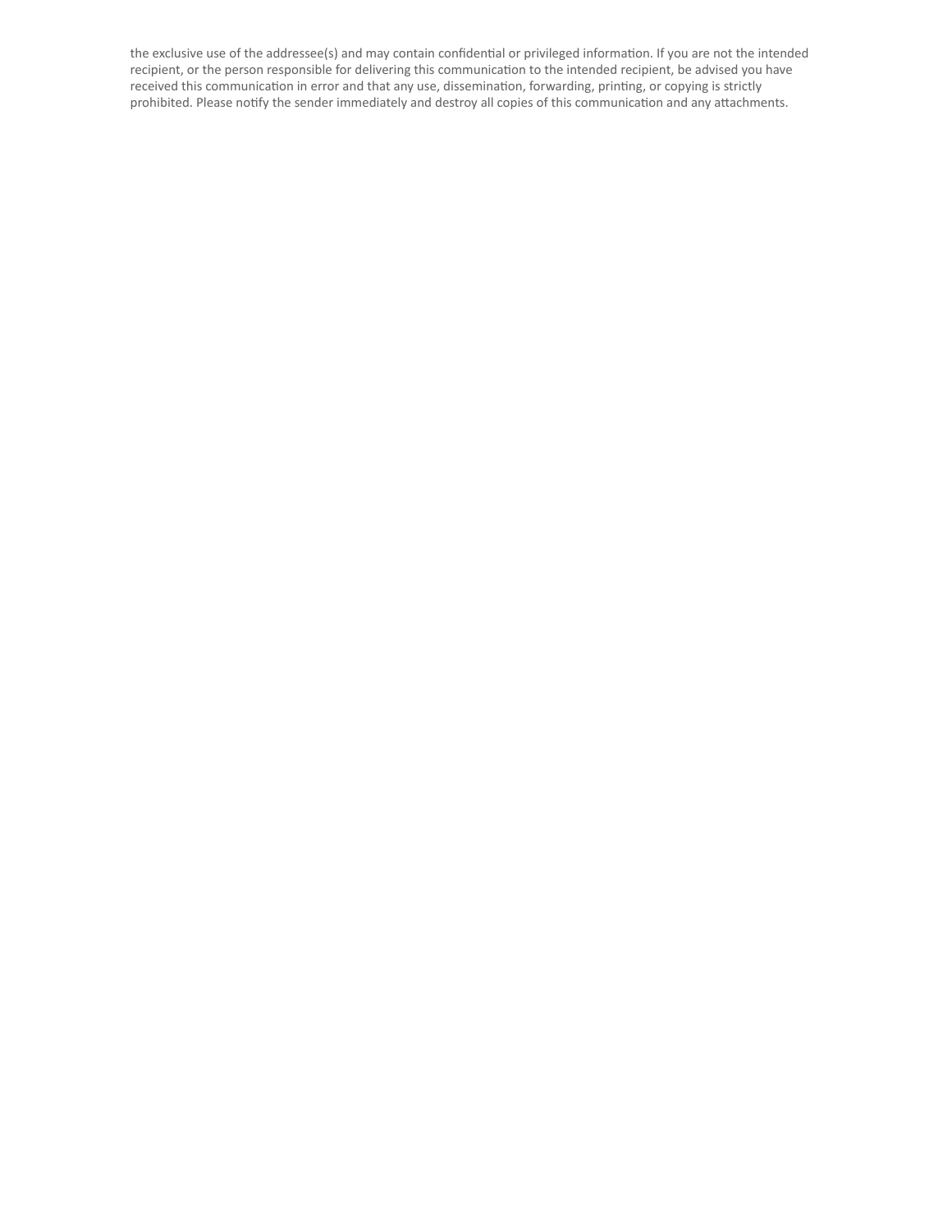the exclusive use of the addressee(s) and may contain confidential or privileged information. If you are not the intended recipient, or the person responsible for delivering this communication to the intended recipient, be advised you have received this communication in error and that any use, dissemination, forwarding, printing, or copying is strictly prohibited. Please notify the sender immediately and destroy all copies of this communication and any attachments.